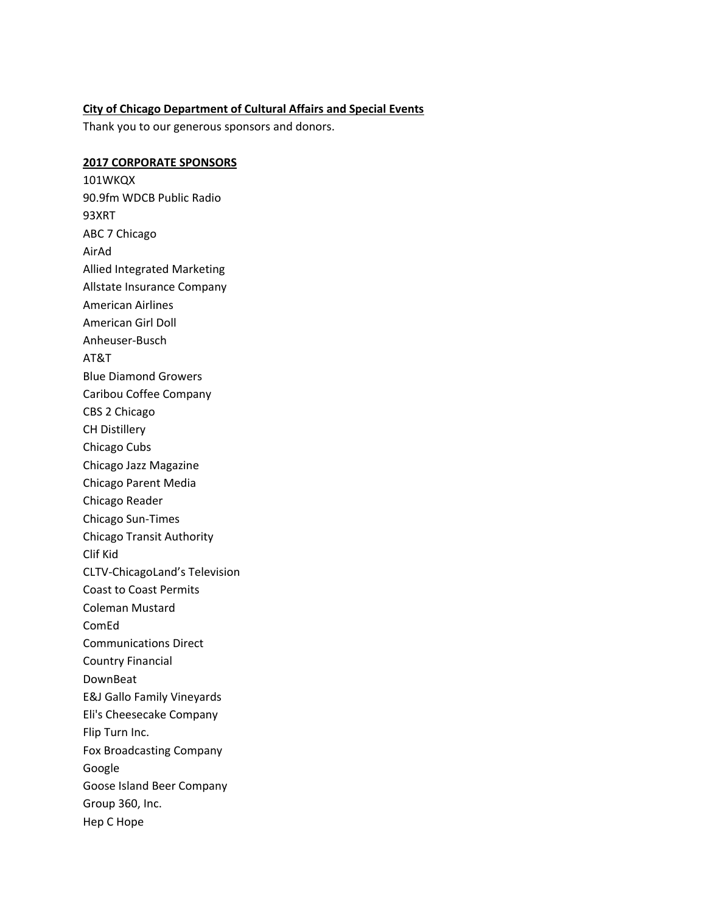**City of Chicago Department of Cultural Affairs and Special Events**

Thank you to our generous sponsors and donors.

**2017 CORPORATE SPONSORS**

101WKQX
90.9fm WDCB Public Radio
93XRT
ABC 7 Chicago
AirAd
Allied Integrated Marketing
Allstate Insurance Company
American Airlines
American Girl Doll
Anheuser-Busch
AT&T
Blue Diamond Growers
Caribou Coffee Company
CBS 2 Chicago
CH Distillery
Chicago Cubs
Chicago Jazz Magazine
Chicago Parent Media
Chicago Reader
Chicago Sun-Times
Chicago Transit Authority
Clif Kid
CLTV-ChicagoLand's Television
Coast to Coast Permits
Coleman Mustard
ComEd
Communications Direct
Country Financial
DownBeat
E&J Gallo Family Vineyards
Eli's Cheesecake Company
Flip Turn Inc.
Fox Broadcasting Company
Google
Goose Island Beer Company
Group 360, Inc.
Hep C Hope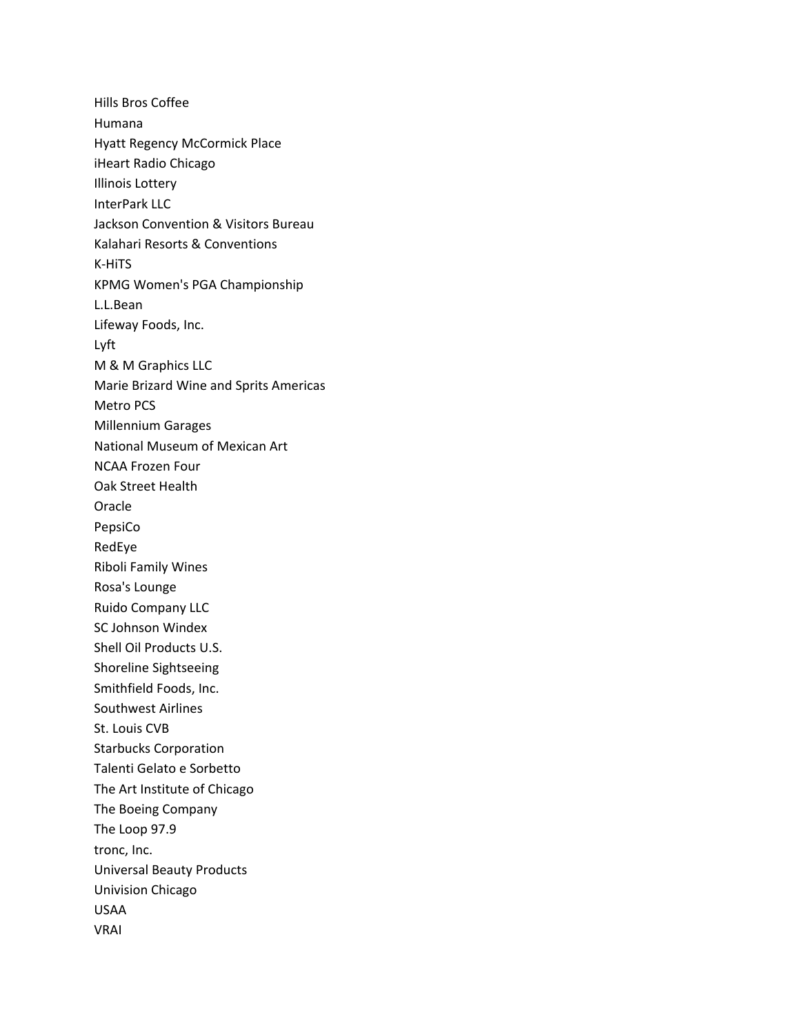Hills Bros Coffee
Humana
Hyatt Regency McCormick Place
iHeart Radio Chicago
Illinois Lottery
InterPark LLC
Jackson Convention & Visitors Bureau
Kalahari Resorts & Conventions
K-HiTS
KPMG Women's PGA Championship
L.L.Bean
Lifeway Foods, Inc.
Lyft
M & M Graphics LLC
Marie Brizard Wine and Sprits Americas
Metro PCS
Millennium Garages
National Museum of Mexican Art
NCAA Frozen Four
Oak Street Health
Oracle
PepsiCo
RedEye
Riboli Family Wines
Rosa's Lounge
Ruido Company LLC
SC Johnson Windex
Shell Oil Products U.S.
Shoreline Sightseeing
Smithfield Foods, Inc.
Southwest Airlines
St. Louis CVB
Starbucks Corporation
Talenti Gelato e Sorbetto
The Art Institute of Chicago
The Boeing Company
The Loop 97.9
tronc, Inc.
Universal Beauty Products
Univision Chicago
USAA
VRAI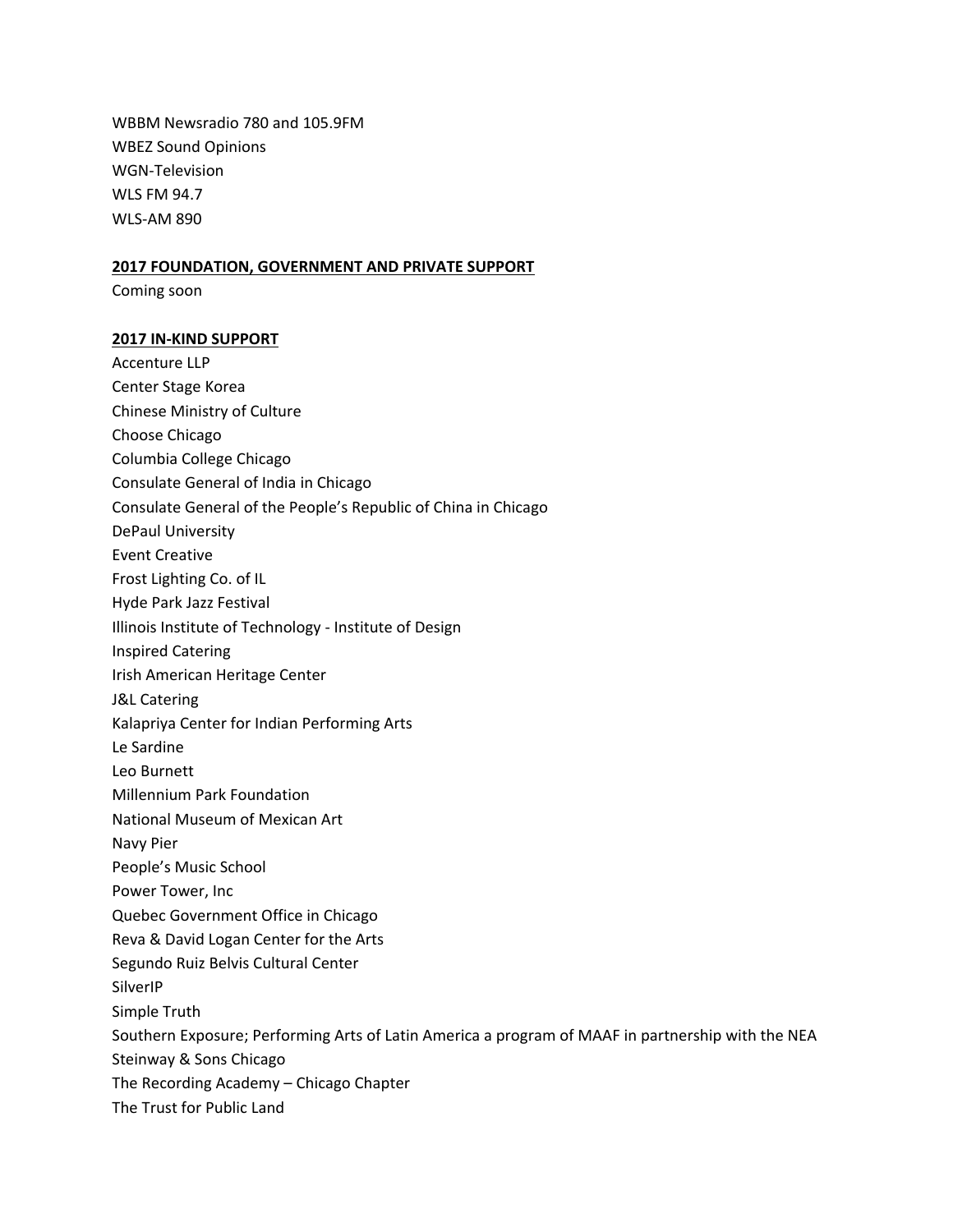WBBM Newsradio 780 and 105.9FM
WBEZ Sound Opinions
WGN-Television
WLS FM 94.7
WLS-AM 890

## 2017 FOUNDATION, GOVERNMENT AND PRIVATE SUPPORT

Coming soon

## 2017 IN-KIND SUPPORT

Accenture LLP
Center Stage Korea
Chinese Ministry of Culture
Choose Chicago
Columbia College Chicago
Consulate General of India in Chicago
Consulate General of the People's Republic of China in Chicago
DePaul University
Event Creative
Frost Lighting Co. of IL
Hyde Park Jazz Festival
Illinois Institute of Technology - Institute of Design
Inspired Catering
Irish American Heritage Center
J&L Catering
Kalapriya Center for Indian Performing Arts
Le Sardine
Leo Burnett
Millennium Park Foundation
National Museum of Mexican Art
Navy Pier
People's Music School
Power Tower, Inc
Quebec Government Office in Chicago
Reva & David Logan Center for the Arts
Segundo Ruiz Belvis Cultural Center
SilverIP
Simple Truth
Southern Exposure; Performing Arts of Latin America a program of MAAF in partnership with the NEA
Steinway & Sons Chicago
The Recording Academy – Chicago Chapter
The Trust for Public Land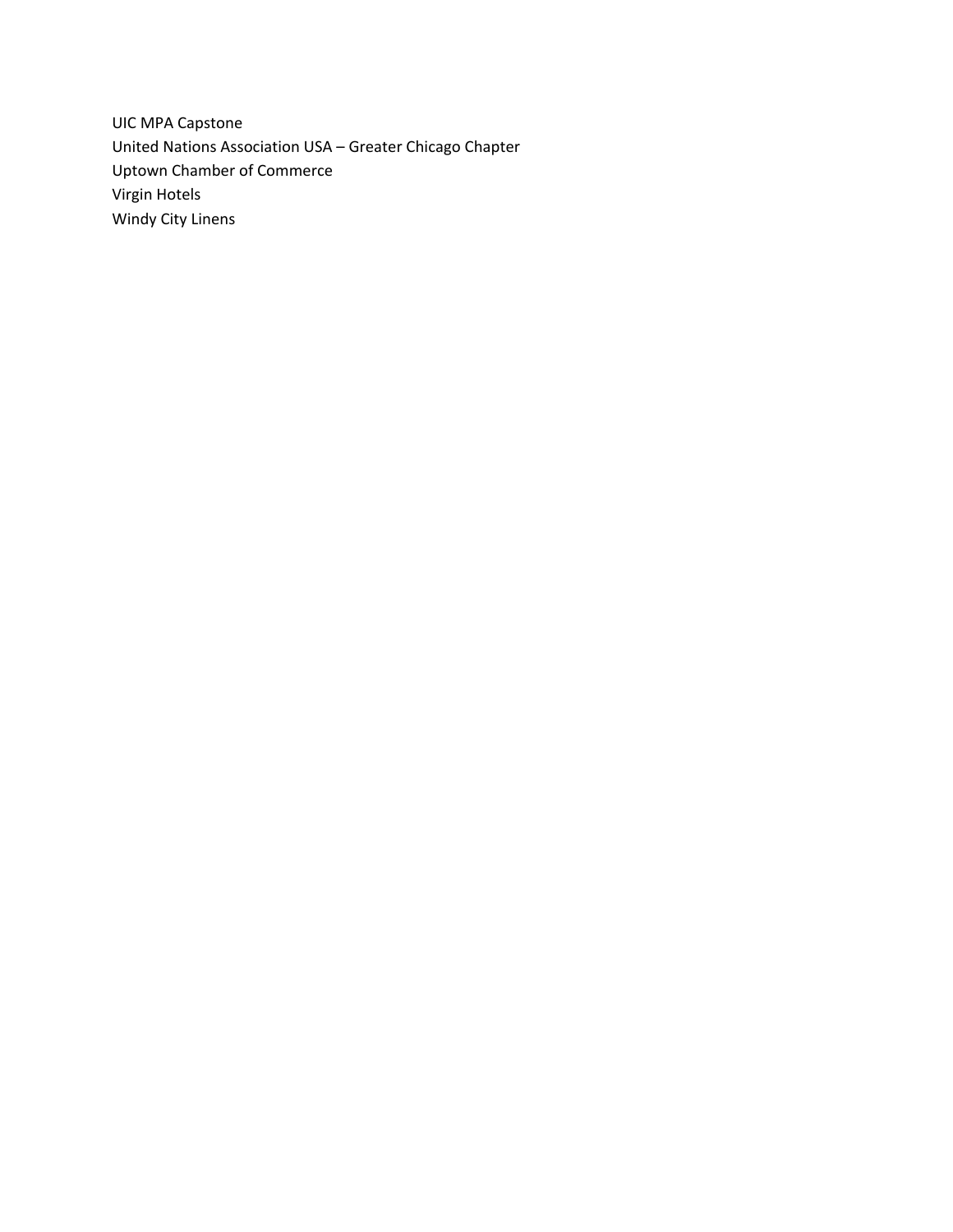UIC MPA Capstone
United Nations Association USA – Greater Chicago Chapter
Uptown Chamber of Commerce
Virgin Hotels
Windy City Linens